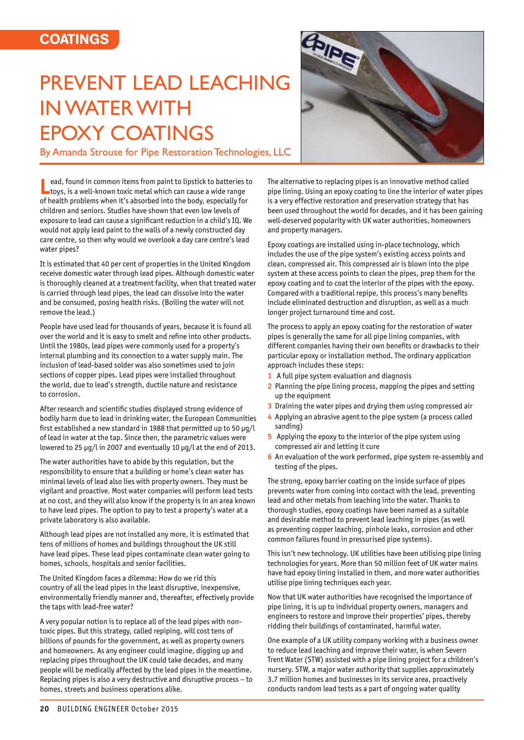COATINGS

# PREVENT LEAD LEACHING IN WATER WITH EPOXY COATINGS

By Amanda Strouse for Pipe Restoration Technologies, LLC

Lead, found in common items from paint to lipstick to batteries to toys, is a well-known toxic metal which can cause a wide range of health problems when it's absorbed into the body, especially for children and seniors. Studies have shown that even low levels of exposure to lead can cause a significant reduction in a child's IQ. We would not apply lead paint to the walls of a newly constructed day care centre, so then why would we overlook a day care centre's lead water pipes?

It is estimated that 40 per cent of properties in the United Kingdom receive domestic water through lead pipes. Although domestic water is thoroughly cleaned at a treatment facility, when that treated water is carried through lead pipes, the lead can dissolve into the water and be consumed, posing health risks. (Boiling the water will not remove the lead.)

People have used lead for thousands of years, because it is found all over the world and it is easy to smelt and refine into other products. Until the 1980s, lead pipes were commonly used for a property's internal plumbing and its connection to a water supply main. The inclusion of lead-based solder was also sometimes used to join sections of copper pipes. Lead pipes were installed throughout the world, due to lead's strength, ductile nature and resistance to corrosion.

After research and scientific studies displayed strong evidence of bodily harm due to lead in drinking water, the European Communities first established a new standard in 1988 that permitted up to 50 µg/l of lead in water at the tap. Since then, the parametric values were lowered to 25 µg/l in 2007 and eventually 10 µg/l at the end of 2013.

The water authorities have to abide by this regulation, but the responsibility to ensure that a building or home's clean water has minimal levels of lead also lies with property owners. They must be vigilant and proactive. Most water companies will perform lead tests at no cost, and they will also know if the property is in an area known to have lead pipes. The option to pay to test a property's water at a private laboratory is also available.

Although lead pipes are not installed any more, it is estimated that tens of millions of homes and buildings throughout the UK still have lead pipes. These lead pipes contaminate clean water going to homes, schools, hospitals and senior facilities.

The United Kingdom faces a dilemma: How do we rid this country of all the lead pipes in the least disruptive, inexpensive, environmentally friendly manner and, thereafter, effectively provide the taps with lead-free water?

A very popular notion is to replace all of the lead pipes with non-toxic pipes. But this strategy, called repiping, will cost tens of billions of pounds for the government, as well as property owners and homeowners. As any engineer could imagine, digging up and replacing pipes throughout the UK could take decades, and many people will be medically affected by the lead pipes in the meantime. Replacing pipes is also a very destructive and disruptive process – to homes, streets and business operations alike.

The alternative to replacing pipes is an innovative method called pipe lining. Using an epoxy coating to line the interior of water pipes is a very effective restoration and preservation strategy that has been used throughout the world for decades, and it has been gaining well-deserved popularity with UK water authorities, homeowners and property managers.

Epoxy coatings are installed using in-place technology, which includes the use of the pipe system's existing access points and clean, compressed air. This compressed air is blown into the pipe system at these access points to clean the pipes, prep them for the epoxy coating and to coat the interior of the pipes with the epoxy. Compared with a traditional repipe, this process's many benefits include eliminated destruction and disruption, as well as a much longer project turnaround time and cost.

The process to apply an epoxy coating for the restoration of water pipes is generally the same for all pipe lining companies, with different companies having their own benefits or drawbacks to their particular epoxy or installation method. The ordinary application approach includes these steps:

1. A full pipe system evaluation and diagnosis
2. Planning the pipe lining process, mapping the pipes and setting up the equipment
3. Draining the water pipes and drying them using compressed air
4. Applying an abrasive agent to the pipe system (a process called sanding)
5. Applying the epoxy to the interior of the pipe system using compressed air and letting it cure
6. An evaluation of the work performed, pipe system re-assembly and testing of the pipes.

The strong, epoxy barrier coating on the inside surface of pipes prevents water from coming into contact with the lead, preventing lead and other metals from leaching into the water. Thanks to thorough studies, epoxy coatings have been named as a suitable and desirable method to prevent lead leaching in pipes (as well as preventing copper leaching, pinhole leaks, corrosion and other common failures found in pressurised pipe systems).

This isn't new technology. UK utilities have been utilising pipe lining technologies for years. More than 50 million feet of UK water mains have had epoxy lining installed in them, and more water authorities utilise pipe lining techniques each year.

Now that UK water authorities have recognised the importance of pipe lining, it is up to individual property owners, managers and engineers to restore and improve their properties' pipes, thereby ridding their buildings of contaminated, harmful water.

One example of a UK utility company working with a business owner to reduce lead leaching and improve their water, is when Severn Trent Water (STW) assisted with a pipe lining project for a children's nursery. STW, a major water authority that supplies approximately 3.7 million homes and businesses in its service area, proactively conducts random lead tests as a part of ongoing water quality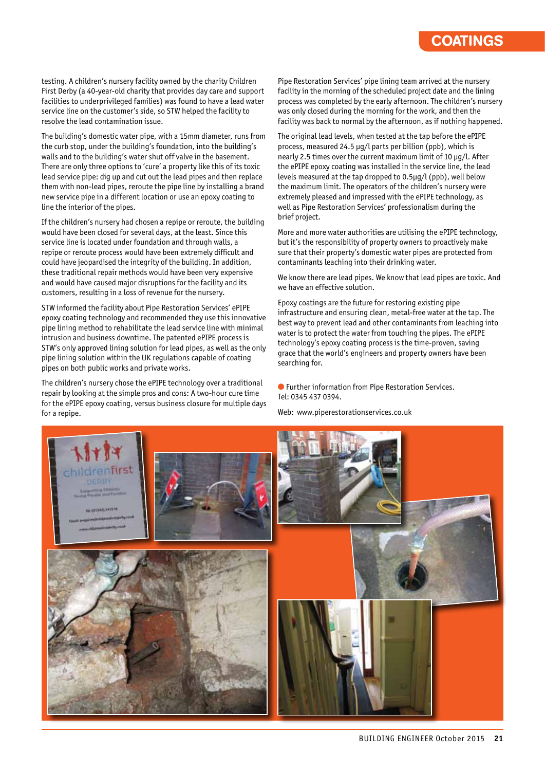testing. A children's nursery facility owned by the charity Children First Derby (a 40-year-old charity that provides day care and support facilities to underprivileged families) was found to have a lead water service line on the customer's side, so STW helped the facility to resolve the lead contamination issue.

The building's domestic water pipe, with a 15mm diameter, runs from the curb stop, under the building's foundation, into the building's walls and to the building's water shut off valve in the basement. There are only three options to 'cure' a property like this of its toxic lead service pipe: dig up and cut out the lead pipes and then replace them with non-lead pipes, reroute the pipe line by installing a brand new service pipe in a different location or use an epoxy coating to line the interior of the pipes.

If the children's nursery had chosen a repipe or reroute, the building would have been closed for several days, at the least. Since this service line is located under foundation and through walls, a repipe or reroute process would have been extremely difficult and could have jeopardised the integrity of the building. In addition, these traditional repair methods would have been very expensive and would have caused major disruptions for the facility and its customers, resulting in a loss of revenue for the nursery.

STW informed the facility about Pipe Restoration Services' ePIPE epoxy coating technology and recommended they use this innovative pipe lining method to rehabilitate the lead service line with minimal intrusion and business downtime. The patented ePIPE process is STW's only approved lining solution for lead pipes, as well as the only pipe lining solution within the UK regulations capable of coating pipes on both public works and private works.

The children's nursery chose the ePIPE technology over a traditional repair by looking at the simple pros and cons: A two-hour cure time for the ePIPE epoxy coating, versus business closure for multiple days for a repipe.

Pipe Restoration Services' pipe lining team arrived at the nursery facility in the morning of the scheduled project date and the lining process was completed by the early afternoon. The children's nursery was only closed during the morning for the work, and then the facility was back to normal by the afternoon, as if nothing happened.

The original lead levels, when tested at the tap before the ePIPE process, measured 24.5 µg/l parts per billion (ppb), which is nearly 2.5 times over the current maximum limit of 10 µg/l. After the ePIPE epoxy coating was installed in the service line, the lead levels measured at the tap dropped to 0.5µg/l (ppb), well below the maximum limit. The operators of the children's nursery were extremely pleased and impressed with the ePIPE technology, as well as Pipe Restoration Services' professionalism during the brief project.

More and more water authorities are utilising the ePIPE technology, but it's the responsibility of property owners to proactively make sure that their property's domestic water pipes are protected from contaminants leaching into their drinking water.

We know there are lead pipes. We know that lead pipes are toxic. And we have an effective solution.

Epoxy coatings are the future for restoring existing pipe infrastructure and ensuring clean, metal-free water at the tap. The best way to prevent lead and other contaminants from leaching into water is to protect the water from touching the pipes. The ePIPE technology's epoxy coating process is the time-proven, saving grace that the world's engineers and property owners have been searching for.

● Further information from Pipe Restoration Services.
Tel: 0345 437 0394.

Web: www.piperestorationservices.co.uk